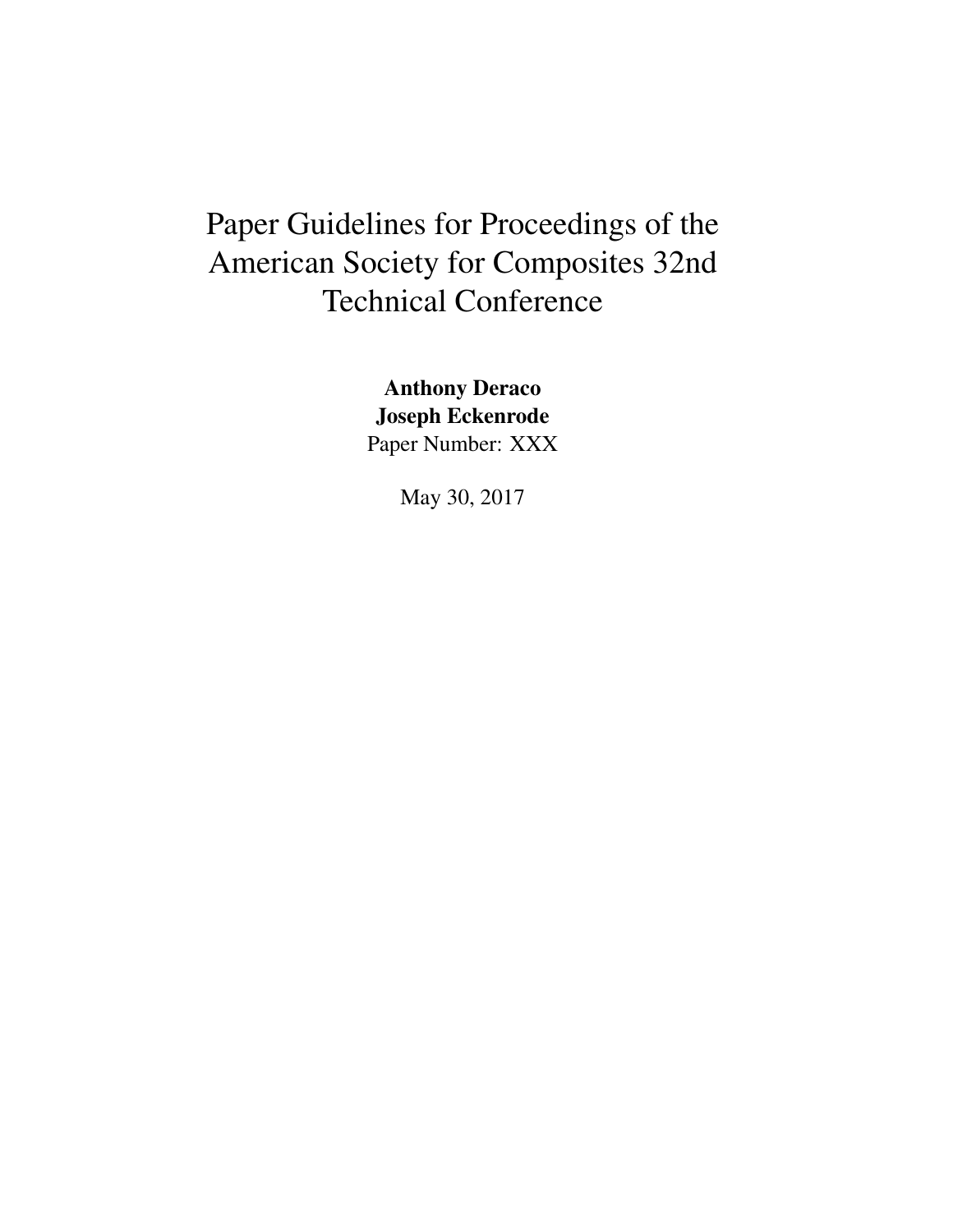# Paper Guidelines for Proceedings of the American Society for Composites 32nd Technical Conference

**Anthony Deraco**
**Joseph Eckenrode**
Paper Number: XXX

May 30, 2017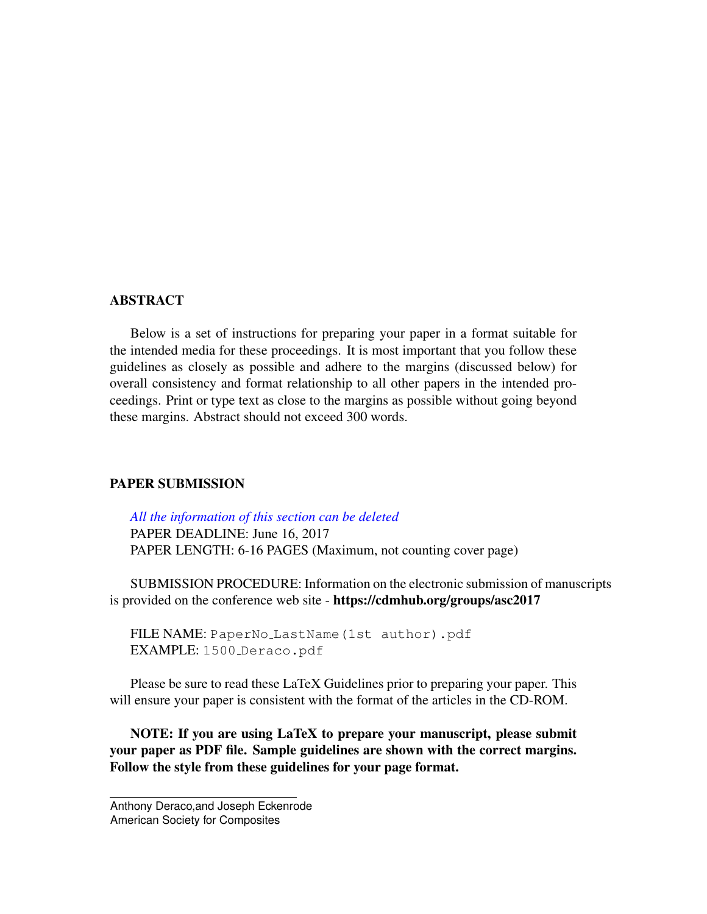## ABSTRACT

Below is a set of instructions for preparing your paper in a format suitable for the intended media for these proceedings. It is most important that you follow these guidelines as closely as possible and adhere to the margins (discussed below) for overall consistency and format relationship to all other papers in the intended proceedings. Print or type text as close to the margins as possible without going beyond these margins. Abstract should not exceed 300 words.

## PAPER SUBMISSION

*All the information of this section can be deleted*
PAPER DEADLINE: June 16, 2017
PAPER LENGTH: 6-16 PAGES (Maximum, not counting cover page)

SUBMISSION PROCEDURE: Information on the electronic submission of manuscripts is provided on the conference web site - **https://cdmhub.org/groups/asc2017**

FILE NAME: `PaperNo_LastName(1st author).pdf`
EXAMPLE: `1500_Deraco.pdf`

Please be sure to read these LaTeX Guidelines prior to preparing your paper. This will ensure your paper is consistent with the format of the articles in the CD-ROM.

**NOTE: If you are using LaTeX to prepare your manuscript, please submit your paper as PDF file. Sample guidelines are shown with the correct margins. Follow the style from these guidelines for your page format.**

---

Anthony Deraco,and Joseph Eckenrode
American Society for Composites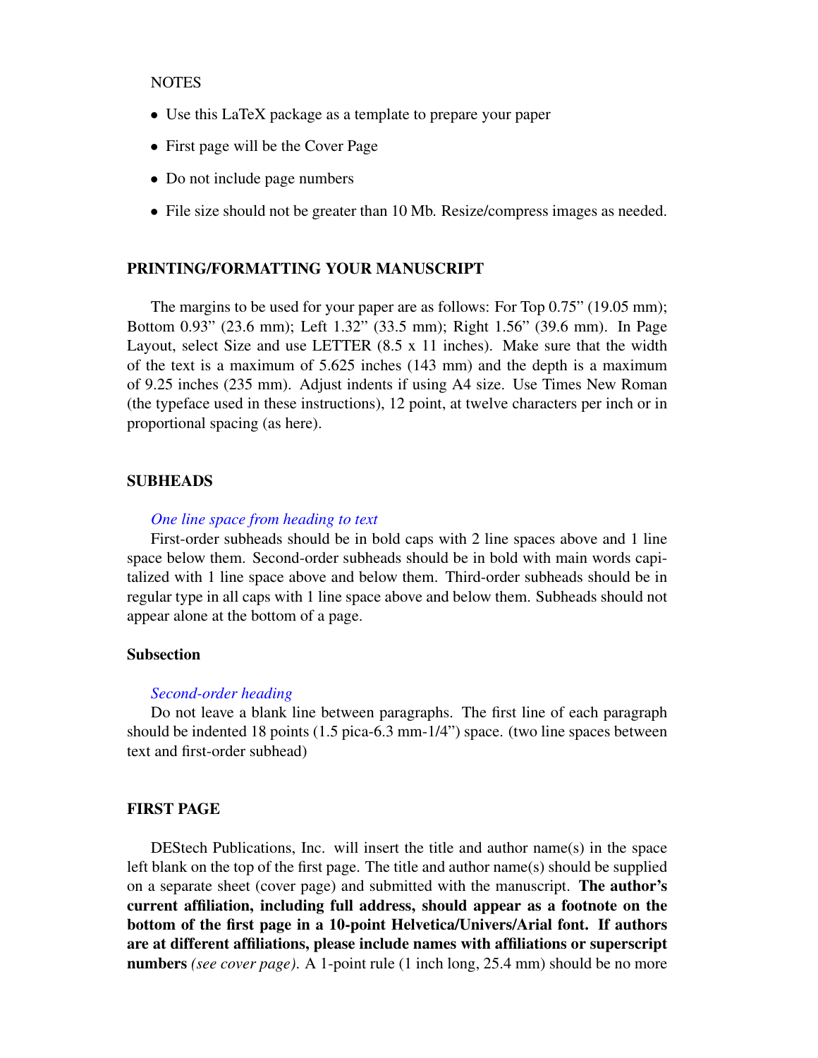NOTES

- Use this LaTeX package as a template to prepare your paper
- First page will be the Cover Page
- Do not include page numbers
- File size should not be greater than 10 Mb. Resize/compress images as needed.

## PRINTING/FORMATTING YOUR MANUSCRIPT

The margins to be used for your paper are as follows: For Top 0.75" (19.05 mm); Bottom 0.93" (23.6 mm); Left 1.32" (33.5 mm); Right 1.56" (39.6 mm). In Page Layout, select Size and use LETTER (8.5 x 11 inches). Make sure that the width of the text is a maximum of 5.625 inches (143 mm) and the depth is a maximum of 9.25 inches (235 mm). Adjust indents if using A4 size. Use Times New Roman (the typeface used in these instructions), 12 point, at twelve characters per inch or in proportional spacing (as here).

## SUBHEADS

*One line space from heading to text*
First-order subheads should be in bold caps with 2 line spaces above and 1 line space below them. Second-order subheads should be in bold with main words capitalized with 1 line space above and below them. Third-order subheads should be in regular type in all caps with 1 line space above and below them. Subheads should not appear alone at the bottom of a page.

### Subsection

*Second-order heading*
Do not leave a blank line between paragraphs. The first line of each paragraph should be indented 18 points (1.5 pica-6.3 mm-1/4") space. (two line spaces between text and first-order subhead)

## FIRST PAGE

DEStech Publications, Inc. will insert the title and author name(s) in the space left blank on the top of the first page. The title and author name(s) should be supplied on a separate sheet (cover page) and submitted with the manuscript. **The author's current affiliation, including full address, should appear as a footnote on the bottom of the first page in a 10-point Helvetica/Univers/Arial font. If authors are at different affiliations, please include names with affiliations or superscript numbers** *(see cover page)*. A 1-point rule (1 inch long, 25.4 mm) should be no more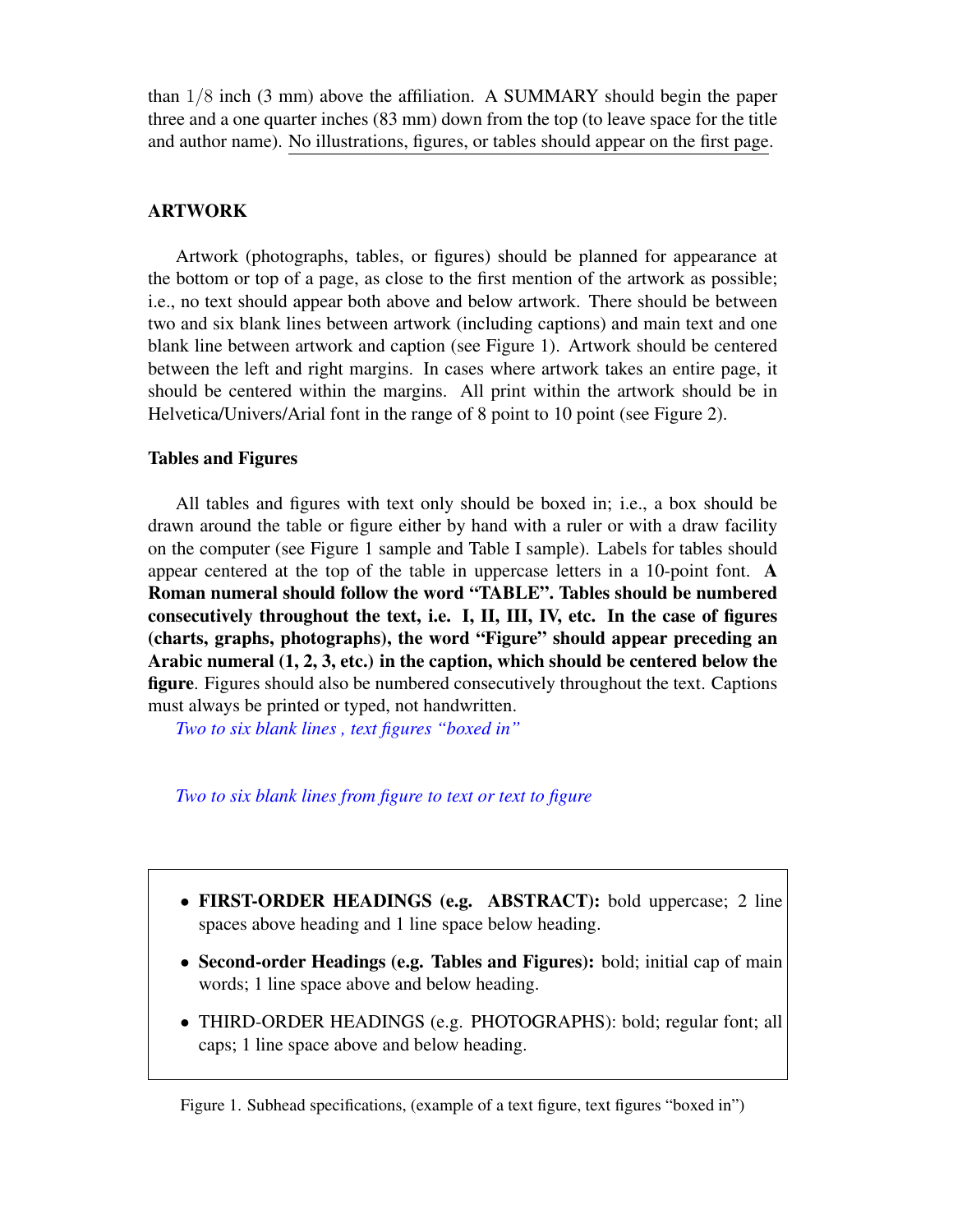than $1/8$ inch (3 mm) above the affiliation. A SUMMARY should begin the paper three and a one quarter inches (83 mm) down from the top (to leave space for the title and author name). No illustrations, figures, or tables should appear on the first page.

## ARTWORK

Artwork (photographs, tables, or figures) should be planned for appearance at the bottom or top of a page, as close to the first mention of the artwork as possible; i.e., no text should appear both above and below artwork. There should be between two and six blank lines between artwork (including captions) and main text and one blank line between artwork and caption (see Figure 1). Artwork should be centered between the left and right margins. In cases where artwork takes an entire page, it should be centered within the margins. All print within the artwork should be in Helvetica/Univers/Arial font in the range of 8 point to 10 point (see Figure 2).

### Tables and Figures

All tables and figures with text only should be boxed in; i.e., a box should be drawn around the table or figure either by hand with a ruler or with a draw facility on the computer (see Figure 1 sample and Table I sample). Labels for tables should appear centered at the top of the table in uppercase letters in a 10-point font. **A Roman numeral should follow the word "TABLE". Tables should be numbered consecutively throughout the text, i.e. I, II, III, IV, etc. In the case of figures (charts, graphs, photographs), the word "Figure" should appear preceding an Arabic numeral (1, 2, 3, etc.) in the caption, which should be centered below the figure**. Figures should also be numbered consecutively throughout the text. Captions must always be printed or typed, not handwritten.

*Two to six blank lines , text figures "boxed in"*

*Two to six blank lines from figure to text or text to figure*

- **FIRST-ORDER HEADINGS (e.g. ABSTRACT):** bold uppercase; 2 line spaces above heading and 1 line space below heading.
- **Second-order Headings (e.g. Tables and Figures):** bold; initial cap of main words; 1 line space above and below heading.
- THIRD-ORDER HEADINGS (e.g. PHOTOGRAPHS): bold; regular font; all caps; 1 line space above and below heading.

Figure 1. Subhead specifications, (example of a text figure, text figures "boxed in")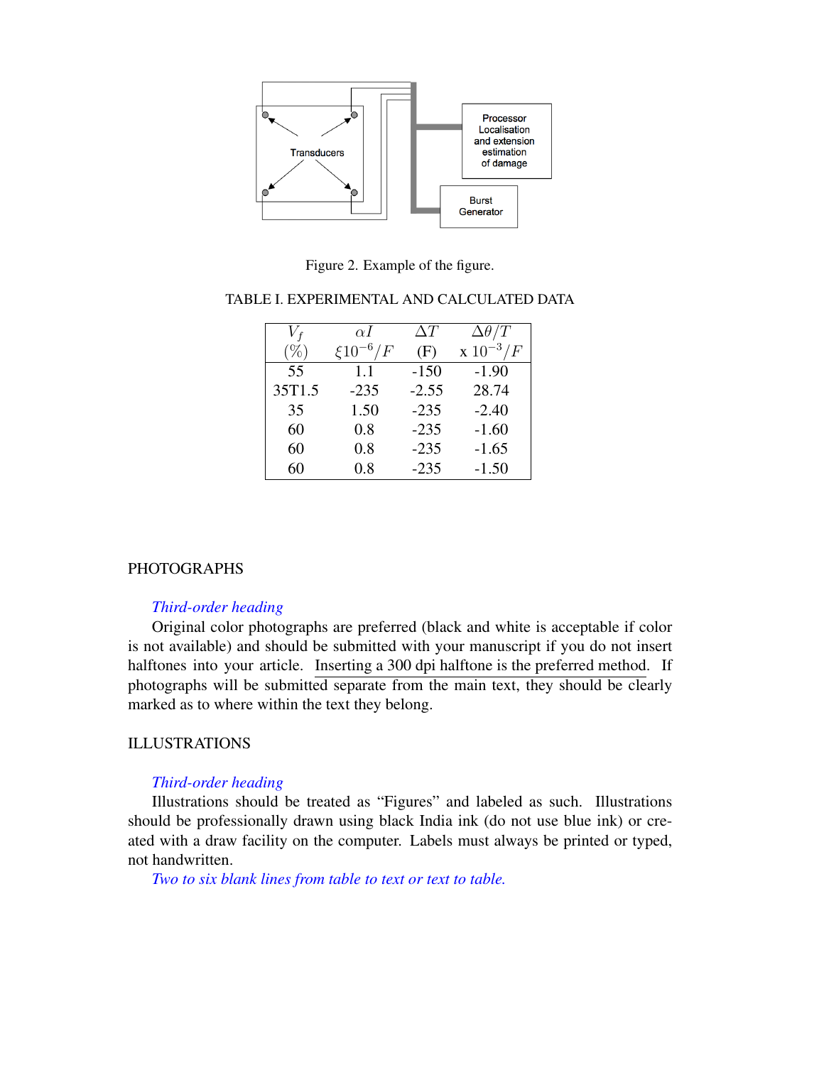Transducers

Processor
Localisation
and extension
estimation
of damage

Burst
Generator

Figure 2. Example of the figure.

TABLE I. EXPERIMENTAL AND CALCULATED DATA

| $V_f$ (%) | $\alpha I$ $\xi 10^{-6}/F$ | $\Delta T$ (F) | $\Delta\theta/T$ x $10^{-3}/F$ |
|---|---|---|---|
| 55 | 1.1 | -150 | -1.90 |
| 35T1.5 | -235 | -2.55 | 28.74 |
| 35 | 1.50 | -235 | -2.40 |
| 60 | 0.8 | -235 | -1.60 |
| 60 | 0.8 | -235 | -1.65 |
| 60 | 0.8 | -235 | -1.50 |

## PHOTOGRAPHS

### *Third-order heading*

Original color photographs are preferred (black and white is acceptable if color is not available) and should be submitted with your manuscript if you do not insert halftones into your article. Inserting a 300 dpi halftone is the preferred method. If photographs will be submitted separate from the main text, they should be clearly marked as to where within the text they belong.

## ILLUSTRATIONS

### *Third-order heading*

Illustrations should be treated as "Figures" and labeled as such. Illustrations should be professionally drawn using black India ink (do not use blue ink) or created with a draw facility on the computer. Labels must always be printed or typed, not handwritten.

*Two to six blank lines from table to text or text to table.*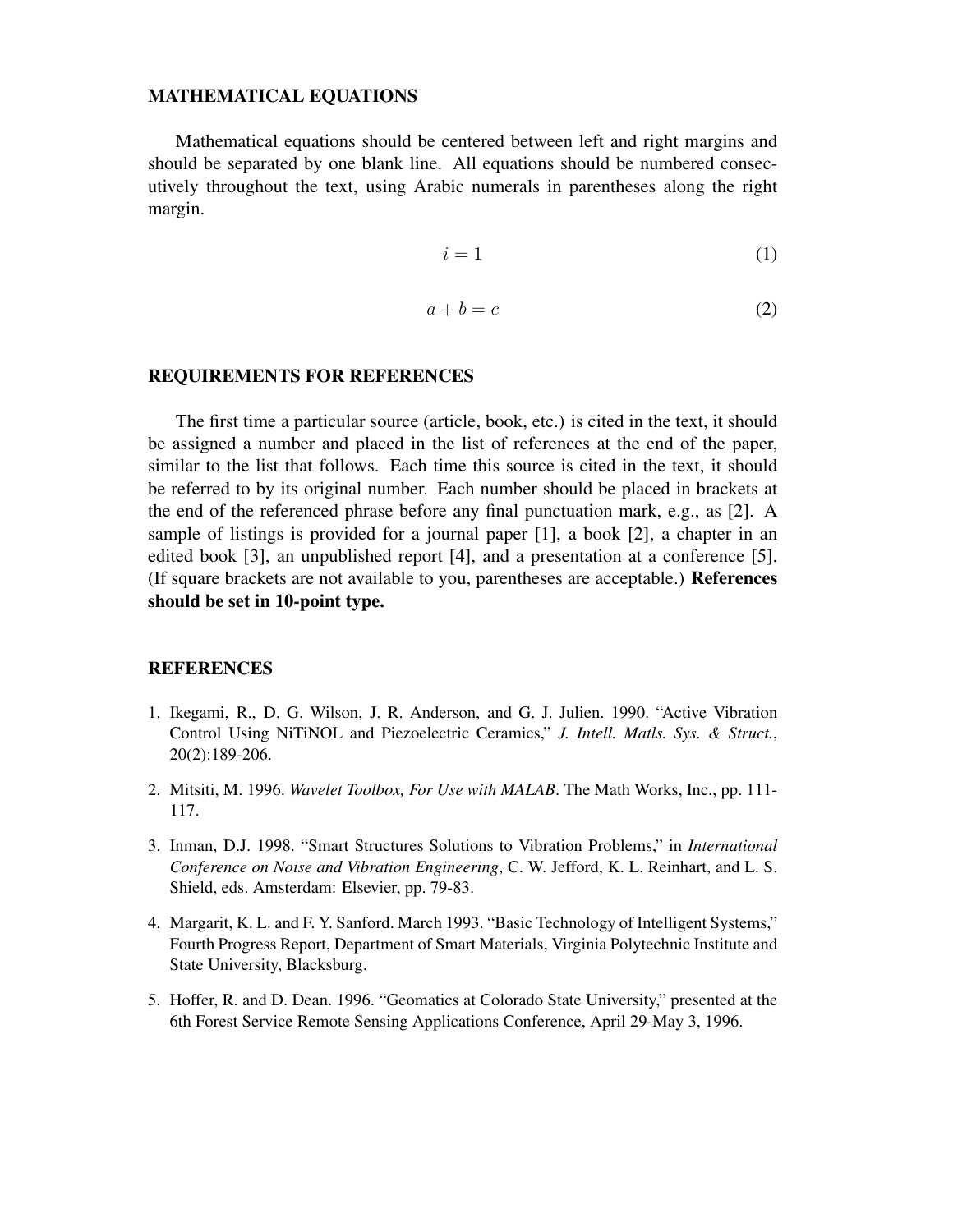## MATHEMATICAL EQUATIONS

Mathematical equations should be centered between left and right margins and should be separated by one blank line. All equations should be numbered consecutively throughout the text, using Arabic numerals in parentheses along the right margin.

$$i = 1 \tag{1}$$

$$a + b = c \tag{2}$$

## REQUIREMENTS FOR REFERENCES

The first time a particular source (article, book, etc.) is cited in the text, it should be assigned a number and placed in the list of references at the end of the paper, similar to the list that follows. Each time this source is cited in the text, it should be referred to by its original number. Each number should be placed in brackets at the end of the referenced phrase before any final punctuation mark, e.g., as [2]. A sample of listings is provided for a journal paper [1], a book [2], a chapter in an edited book [3], an unpublished report [4], and a presentation at a conference [5]. (If square brackets are not available to you, parentheses are acceptable.) **References should be set in 10-point type.**

## REFERENCES

1. Ikegami, R., D. G. Wilson, J. R. Anderson, and G. J. Julien. 1990. "Active Vibration Control Using NiTiNOL and Piezoelectric Ceramics," *J. Intell. Matls. Sys. & Struct.*, 20(2):189-206.

2. Mitsiti, M. 1996. *Wavelet Toolbox, For Use with MALAB*. The Math Works, Inc., pp. 111-117.

3. Inman, D.J. 1998. "Smart Structures Solutions to Vibration Problems," in *International Conference on Noise and Vibration Engineering*, C. W. Jefford, K. L. Reinhart, and L. S. Shield, eds. Amsterdam: Elsevier, pp. 79-83.

4. Margarit, K. L. and F. Y. Sanford. March 1993. "Basic Technology of Intelligent Systems," Fourth Progress Report, Department of Smart Materials, Virginia Polytechnic Institute and State University, Blacksburg.

5. Hoffer, R. and D. Dean. 1996. "Geomatics at Colorado State University," presented at the 6th Forest Service Remote Sensing Applications Conference, April 29-May 3, 1996.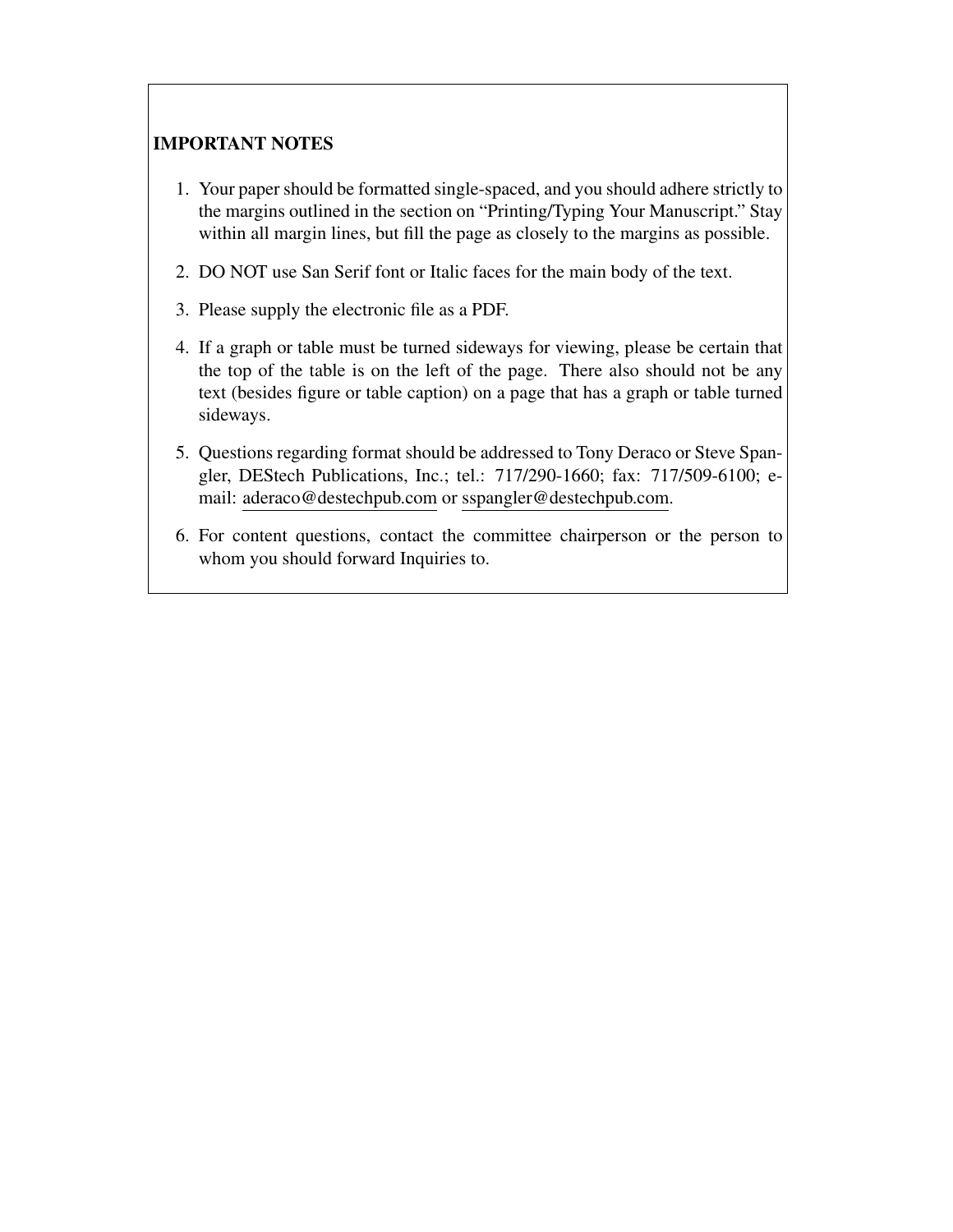**IMPORTANT NOTES**

1. Your paper should be formatted single-spaced, and you should adhere strictly to the margins outlined in the section on “Printing/Typing Your Manuscript.” Stay within all margin lines, but fill the page as closely to the margins as possible.
2. DO NOT use San Serif font or Italic faces for the main body of the text.
3. Please supply the electronic file as a PDF.
4. If a graph or table must be turned sideways for viewing, please be certain that the top of the table is on the left of the page. There also should not be any text (besides figure or table caption) on a page that has a graph or table turned sideways.
5. Questions regarding format should be addressed to Tony Deraco or Steve Spangler, DEStech Publications, Inc.; tel.: 717/290-1660; fax: 717/509-6100; e-mail: aderaco@destechpub.com or sspangler@destechpub.com.
6. For content questions, contact the committee chairperson or the person to whom you should forward Inquiries to.